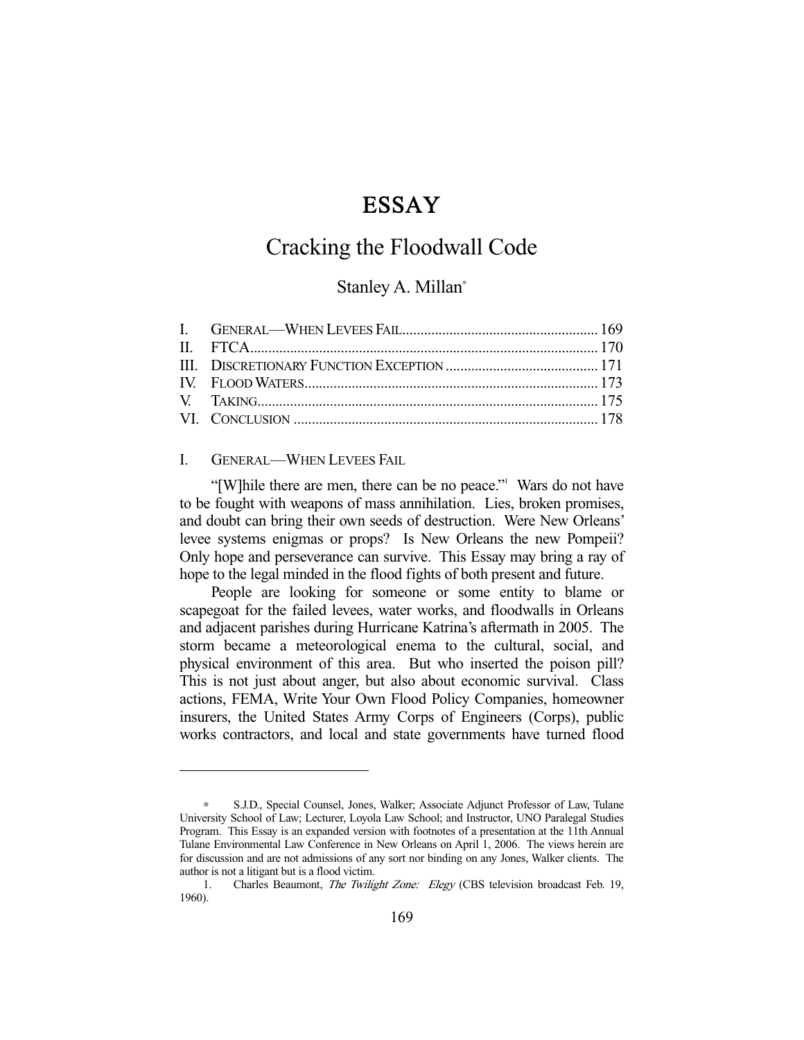# ESSAY

## Cracking the Floodwall Code

Stanley A. Millan[*]

| | | |
|---|---|---|
| I. | GENERAL—WHEN LEVEES FAIL | 169 |
| II. | FTCA | 170 |
| III. | DISCRETIONARY FUNCTION EXCEPTION | 171 |
| IV. | FLOOD WATERS | 173 |
| V. | TAKING | 175 |
| VI. | CONCLUSION | 178 |

### I. GENERAL—WHEN LEVEES FAIL

"[W]hile there are men, there can be no peace."[1] Wars do not have to be fought with weapons of mass annihilation. Lies, broken promises, and doubt can bring their own seeds of destruction. Were New Orleans' levee systems enigmas or props? Is New Orleans the new Pompeii? Only hope and perseverance can survive. This Essay may bring a ray of hope to the legal minded in the flood fights of both present and future.

People are looking for someone or some entity to blame or scapegoat for the failed levees, water works, and floodwalls in Orleans and adjacent parishes during Hurricane Katrina's aftermath in 2005. The storm became a meteorological enema to the cultural, social, and physical environment of this area. But who inserted the poison pill? This is not just about anger, but also about economic survival. Class actions, FEMA, Write Your Own Flood Policy Companies, homeowner insurers, the United States Army Corps of Engineers (Corps), public works contractors, and local and state governments have turned flood

---

[*] S.J.D., Special Counsel, Jones, Walker; Associate Adjunct Professor of Law, Tulane University School of Law; Lecturer, Loyola Law School; and Instructor, UNO Paralegal Studies Program. This Essay is an expanded version with footnotes of a presentation at the 11th Annual Tulane Environmental Law Conference in New Orleans on April 1, 2006. The views herein are for discussion and are not admissions of any sort nor binding on any Jones, Walker clients. The author is not a litigant but is a flood victim.

1. Charles Beaumont, *The Twilight Zone: Elegy* (CBS television broadcast Feb. 19, 1960).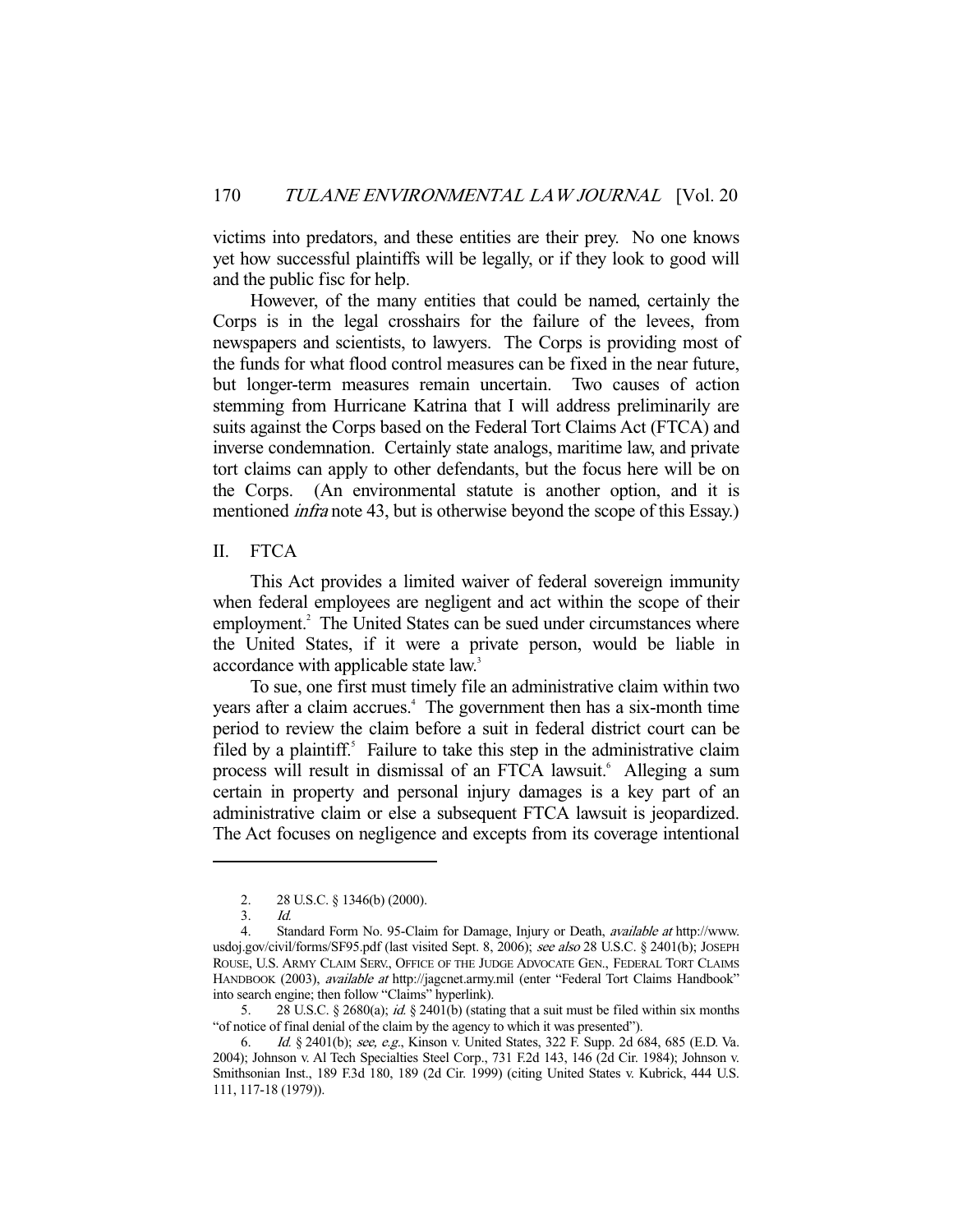victims into predators, and these entities are their prey. No one knows yet how successful plaintiffs will be legally, or if they look to good will and the public fisc for help.

However, of the many entities that could be named, certainly the Corps is in the legal crosshairs for the failure of the levees, from newspapers and scientists, to lawyers. The Corps is providing most of the funds for what flood control measures can be fixed in the near future, but longer-term measures remain uncertain. Two causes of action stemming from Hurricane Katrina that I will address preliminarily are suits against the Corps based on the Federal Tort Claims Act (FTCA) and inverse condemnation. Certainly state analogs, maritime law, and private tort claims can apply to other defendants, but the focus here will be on the Corps. (An environmental statute is another option, and it is mentioned *infra* note 43, but is otherwise beyond the scope of this Essay.)

## II. FTCA

This Act provides a limited waiver of federal sovereign immunity when federal employees are negligent and act within the scope of their employment.[2] The United States can be sued under circumstances where the United States, if it were a private person, would be liable in accordance with applicable state law.[3]

To sue, one first must timely file an administrative claim within two years after a claim accrues.[4] The government then has a six-month time period to review the claim before a suit in federal district court can be filed by a plaintiff.[5] Failure to take this step in the administrative claim process will result in dismissal of an FTCA lawsuit.[6] Alleging a sum certain in property and personal injury damages is a key part of an administrative claim or else a subsequent FTCA lawsuit is jeopardized. The Act focuses on negligence and excepts from its coverage intentional

---

2. 28 U.S.C. § 1346(b) (2000).

3. *Id.*

4. Standard Form No. 95-Claim for Damage, Injury or Death, *available at* http://www.usdoj.gov/civil/forms/SF95.pdf (last visited Sept. 8, 2006); *see also* 28 U.S.C. § 2401(b); JOSEPH ROUSE, U.S. ARMY CLAIM SERV., OFFICE OF THE JUDGE ADVOCATE GEN., FEDERAL TORT CLAIMS HANDBOOK (2003), *available at* http://jagcnet.army.mil (enter "Federal Tort Claims Handbook" into search engine; then follow "Claims" hyperlink).

5. 28 U.S.C. § 2680(a); *id.* § 2401(b) (stating that a suit must be filed within six months "of notice of final denial of the claim by the agency to which it was presented").

6. *Id.* § 2401(b); *see, e.g.*, Kinson v. United States, 322 F. Supp. 2d 684, 685 (E.D. Va. 2004); Johnson v. Al Tech Specialties Steel Corp., 731 F.2d 143, 146 (2d Cir. 1984); Johnson v. Smithsonian Inst., 189 F.3d 180, 189 (2d Cir. 1999) (citing United States v. Kubrick, 444 U.S. 111, 117-18 (1979)).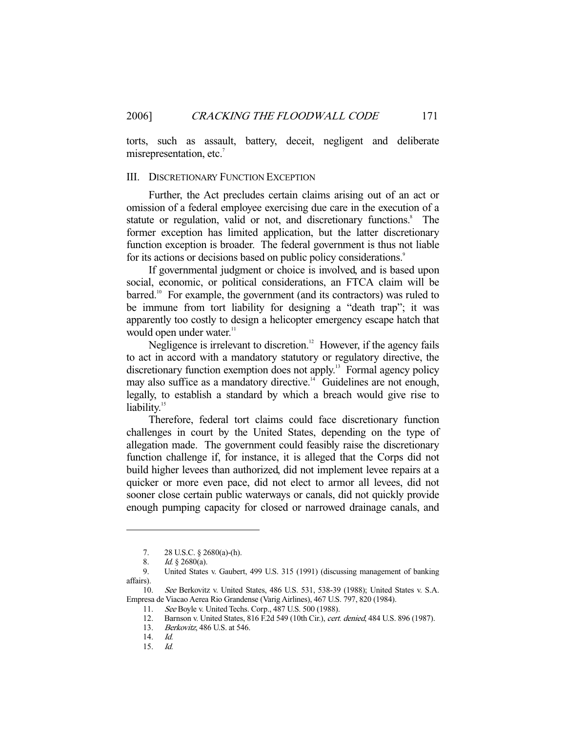torts, such as assault, battery, deceit, negligent and deliberate misrepresentation, etc.[7]

## III. Discretionary Function Exception

Further, the Act precludes certain claims arising out of an act or omission of a federal employee exercising due care in the execution of a statute or regulation, valid or not, and discretionary functions.[8] The former exception has limited application, but the latter discretionary function exception is broader. The federal government is thus not liable for its actions or decisions based on public policy considerations.[9]

If governmental judgment or choice is involved, and is based upon social, economic, or political considerations, an FTCA claim will be barred.[10] For example, the government (and its contractors) was ruled to be immune from tort liability for designing a "death trap"; it was apparently too costly to design a helicopter emergency escape hatch that would open under water.[11]

Negligence is irrelevant to discretion.[12] However, if the agency fails to act in accord with a mandatory statutory or regulatory directive, the discretionary function exemption does not apply.[13] Formal agency policy may also suffice as a mandatory directive.[14] Guidelines are not enough, legally, to establish a standard by which a breach would give rise to liability.[15]

Therefore, federal tort claims could face discretionary function challenges in court by the United States, depending on the type of allegation made. The government could feasibly raise the discretionary function challenge if, for instance, it is alleged that the Corps did not build higher levees than authorized, did not implement levee repairs at a quicker or more even pace, did not elect to armor all levees, did not sooner close certain public waterways or canals, did not quickly provide enough pumping capacity for closed or narrowed drainage canals, and

---

7. 28 U.S.C. § 2680(a)-(h).

8. *Id.* § 2680(a).

9. United States v. Gaubert, 499 U.S. 315 (1991) (discussing management of banking affairs).

10. *See* Berkovitz v. United States, 486 U.S. 531, 538-39 (1988); United States v. S.A. Empresa de Viacao Aerea Rio Grandense (Varig Airlines), 467 U.S. 797, 820 (1984).

11. *See* Boyle v. United Techs. Corp., 487 U.S. 500 (1988).

12. Barnson v. United States, 816 F.2d 549 (10th Cir.), *cert. denied*, 484 U.S. 896 (1987).

13. *Berkovitz*, 486 U.S. at 546.

14. *Id.*

15. *Id.*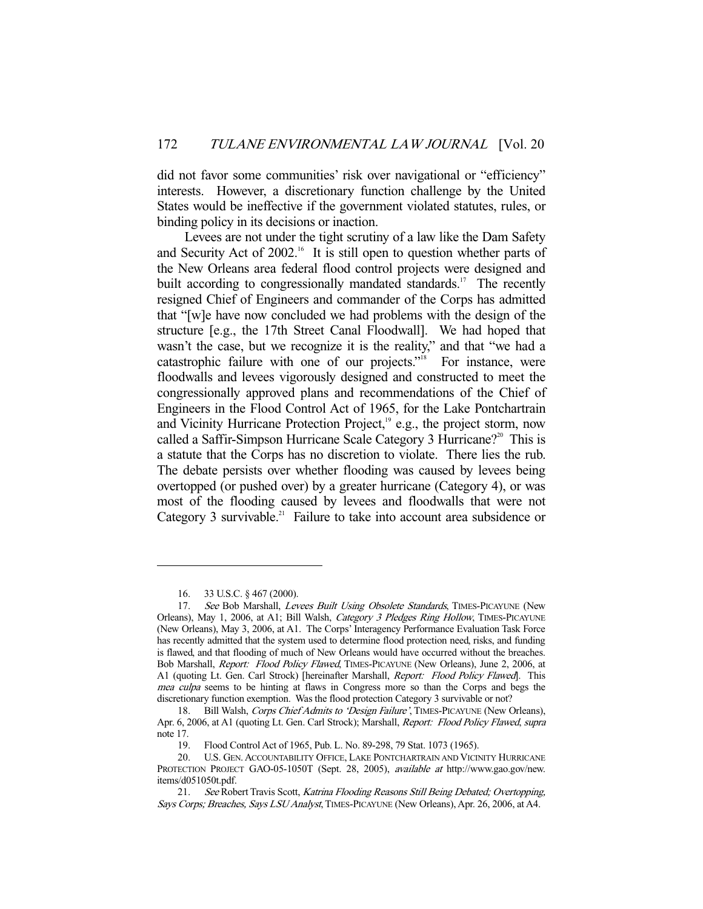did not favor some communities' risk over navigational or "efficiency" interests. However, a discretionary function challenge by the United States would be ineffective if the government violated statutes, rules, or binding policy in its decisions or inaction.

Levees are not under the tight scrutiny of a law like the Dam Safety and Security Act of 2002.[16] It is still open to question whether parts of the New Orleans area federal flood control projects were designed and built according to congressionally mandated standards.[17] The recently resigned Chief of Engineers and commander of the Corps has admitted that "[w]e have now concluded we had problems with the design of the structure [e.g., the 17th Street Canal Floodwall]. We had hoped that wasn't the case, but we recognize it is the reality," and that "we had a catastrophic failure with one of our projects."[18] For instance, were floodwalls and levees vigorously designed and constructed to meet the congressionally approved plans and recommendations of the Chief of Engineers in the Flood Control Act of 1965, for the Lake Pontchartrain and Vicinity Hurricane Protection Project,[19] e.g., the project storm, now called a Saffir-Simpson Hurricane Scale Category 3 Hurricane?[20] This is a statute that the Corps has no discretion to violate. There lies the rub. The debate persists over whether flooding was caused by levees being overtopped (or pushed over) by a greater hurricane (Category 4), or was most of the flooding caused by levees and floodwalls that were not Category 3 survivable.[21] Failure to take into account area subsidence or

---

16. 33 U.S.C. § 467 (2000).

17. *See* Bob Marshall, *Levees Built Using Obsolete Standards*, TIMES-PICAYUNE (New Orleans), May 1, 2006, at A1; Bill Walsh, *Category 3 Pledges Ring Hollow*, TIMES-PICAYUNE (New Orleans), May 3, 2006, at A1. The Corps' Interagency Performance Evaluation Task Force has recently admitted that the system used to determine flood protection need, risks, and funding is flawed, and that flooding of much of New Orleans would have occurred without the breaches. Bob Marshall, *Report: Flood Policy Flawed*, TIMES-PICAYUNE (New Orleans), June 2, 2006, at A1 (quoting Lt. Gen. Carl Strock) [hereinafter Marshall, *Report: Flood Policy Flawed*]. This *mea culpa* seems to be hinting at flaws in Congress more so than the Corps and begs the discretionary function exemption. Was the flood protection Category 3 survivable or not?

18. Bill Walsh, *Corps Chief Admits to 'Design Failure'*, TIMES-PICAYUNE (New Orleans), Apr. 6, 2006, at A1 (quoting Lt. Gen. Carl Strock); Marshall, *Report: Flood Policy Flawed*, *supra* note 17.

19. Flood Control Act of 1965, Pub. L. No. 89-298, 79 Stat. 1073 (1965).

20. U.S. GEN. ACCOUNTABILITY OFFICE, LAKE PONTCHARTRAIN AND VICINITY HURRICANE PROTECTION PROJECT GAO-05-1050T (Sept. 28, 2005), *available at* http://www.gao.gov/new.items/d051050t.pdf.

21. *See* Robert Travis Scott, *Katrina Flooding Reasons Still Being Debated; Overtopping, Says Corps; Breaches, Says LSU Analyst*, TIMES-PICAYUNE (New Orleans), Apr. 26, 2006, at A4.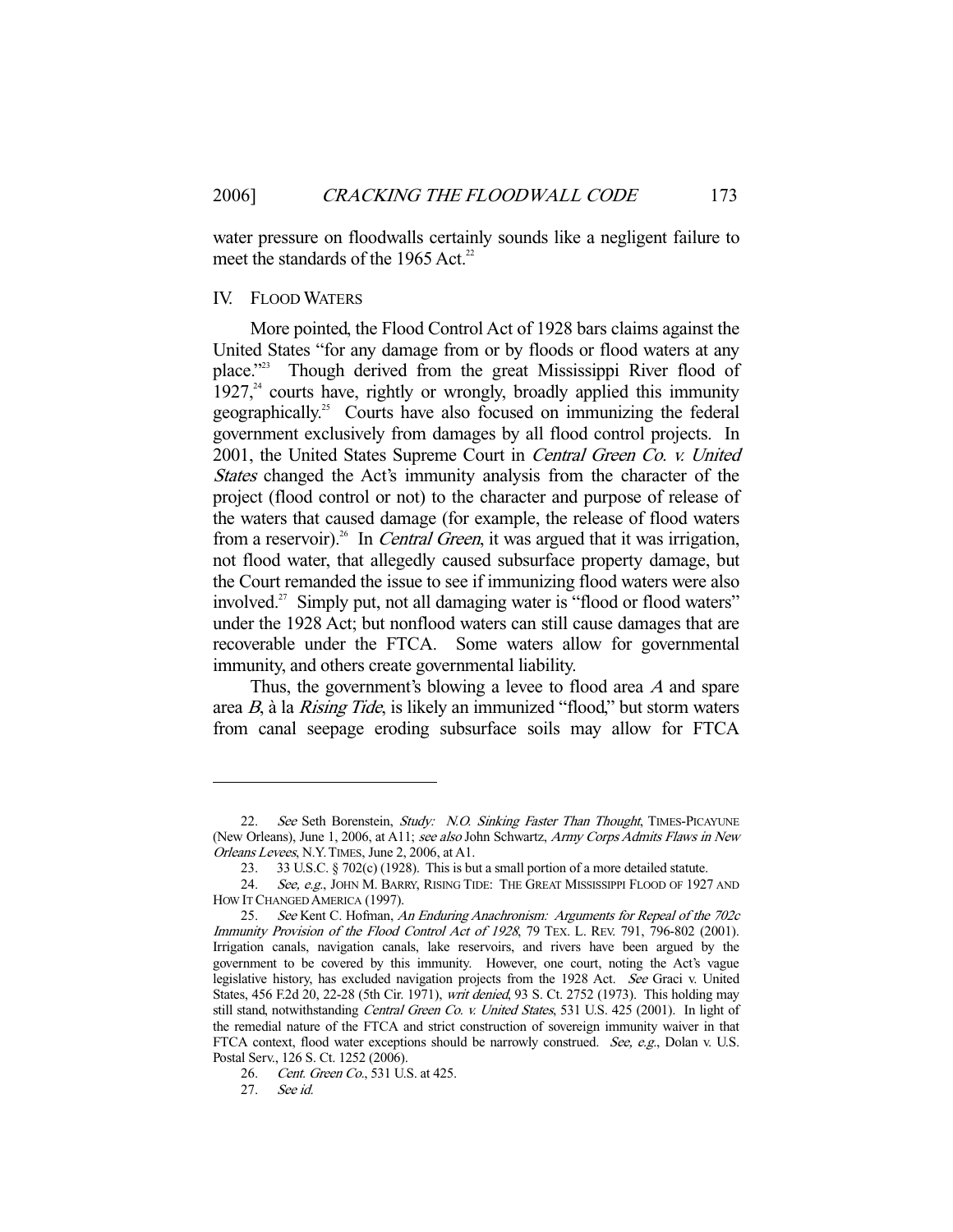water pressure on floodwalls certainly sounds like a negligent failure to meet the standards of the 1965 Act.[22]

## IV. FLOOD WATERS

More pointed, the Flood Control Act of 1928 bars claims against the United States "for any damage from or by floods or flood waters at any place."[23] Though derived from the great Mississippi River flood of 1927,[24] courts have, rightly or wrongly, broadly applied this immunity geographically.[25] Courts have also focused on immunizing the federal government exclusively from damages by all flood control projects. In 2001, the United States Supreme Court in *Central Green Co. v. United States* changed the Act's immunity analysis from the character of the project (flood control or not) to the character and purpose of release of the waters that caused damage (for example, the release of flood waters from a reservoir).[26] In *Central Green*, it was argued that it was irrigation, not flood water, that allegedly caused subsurface property damage, but the Court remanded the issue to see if immunizing flood waters were also involved.[27] Simply put, not all damaging water is "flood or flood waters" under the 1928 Act; but nonflood waters can still cause damages that are recoverable under the FTCA. Some waters allow for governmental immunity, and others create governmental liability.

Thus, the government's blowing a levee to flood area *A* and spare area *B*, à la *Rising Tide*, is likely an immunized "flood," but storm waters from canal seepage eroding subsurface soils may allow for FTCA

---

22. *See* Seth Borenstein, *Study: N.O. Sinking Faster Than Thought*, TIMES-PICAYUNE (New Orleans), June 1, 2006, at A11; *see also* John Schwartz, *Army Corps Admits Flaws in New Orleans Levees*, N.Y. TIMES, June 2, 2006, at A1.

23. 33 U.S.C. § 702(c) (1928). This is but a small portion of a more detailed statute.

24. *See, e.g.*, JOHN M. BARRY, RISING TIDE: THE GREAT MISSISSIPPI FLOOD OF 1927 AND HOW IT CHANGED AMERICA (1997).

25. *See* Kent C. Hofman, *An Enduring Anachronism: Arguments for Repeal of the 702c Immunity Provision of the Flood Control Act of 1928*, 79 TEX. L. REV. 791, 796-802 (2001). Irrigation canals, navigation canals, lake reservoirs, and rivers have been argued by the government to be covered by this immunity. However, one court, noting the Act's vague legislative history, has excluded navigation projects from the 1928 Act. *See* Graci v. United States, 456 F.2d 20, 22-28 (5th Cir. 1971), *writ denied*, 93 S. Ct. 2752 (1973). This holding may still stand, notwithstanding *Central Green Co. v. United States*, 531 U.S. 425 (2001). In light of the remedial nature of the FTCA and strict construction of sovereign immunity waiver in that FTCA context, flood water exceptions should be narrowly construed. *See, e.g.*, Dolan v. U.S. Postal Serv., 126 S. Ct. 1252 (2006).

26. *Cent. Green Co.*, 531 U.S. at 425.

27. *See id.*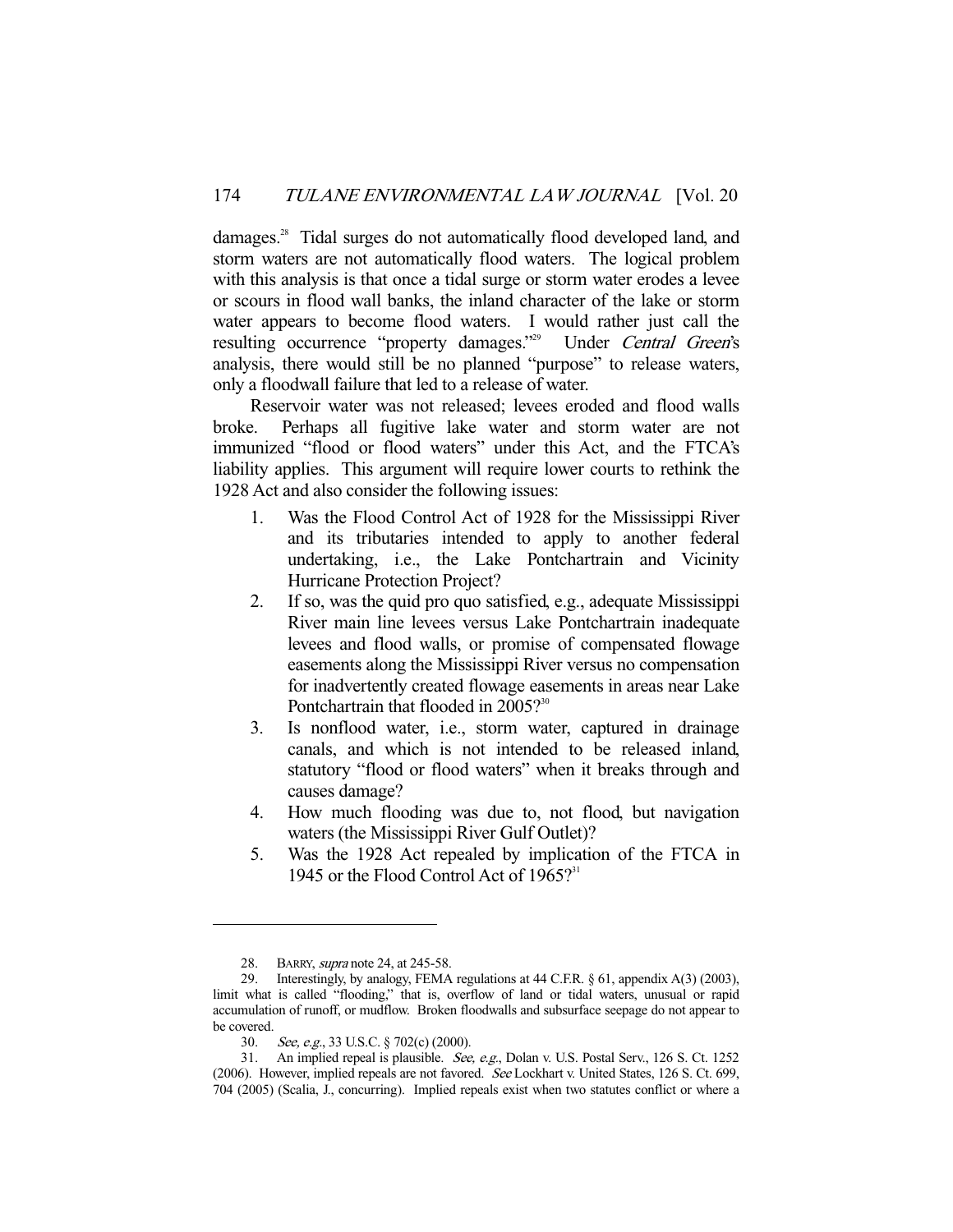damages.[28] Tidal surges do not automatically flood developed land, and storm waters are not automatically flood waters. The logical problem with this analysis is that once a tidal surge or storm water erodes a levee or scours in flood wall banks, the inland character of the lake or storm water appears to become flood waters. I would rather just call the resulting occurrence "property damages."[29] Under *Central Green*'s analysis, there would still be no planned "purpose" to release waters, only a floodwall failure that led to a release of water.

Reservoir water was not released; levees eroded and flood walls broke. Perhaps all fugitive lake water and storm water are not immunized "flood or flood waters" under this Act, and the FTCA's liability applies. This argument will require lower courts to rethink the 1928 Act and also consider the following issues:

1. Was the Flood Control Act of 1928 for the Mississippi River and its tributaries intended to apply to another federal undertaking, i.e., the Lake Pontchartrain and Vicinity Hurricane Protection Project?
2. If so, was the quid pro quo satisfied, e.g., adequate Mississippi River main line levees versus Lake Pontchartrain inadequate levees and flood walls, or promise of compensated flowage easements along the Mississippi River versus no compensation for inadvertently created flowage easements in areas near Lake Pontchartrain that flooded in 2005?[30]
3. Is nonflood water, i.e., storm water, captured in drainage canals, and which is not intended to be released inland, statutory "flood or flood waters" when it breaks through and causes damage?
4. How much flooding was due to, not flood, but navigation waters (the Mississippi River Gulf Outlet)?
5. Was the 1928 Act repealed by implication of the FTCA in 1945 or the Flood Control Act of 1965?[31]

---

28. BARRY, *supra* note 24, at 245-58.

29. Interestingly, by analogy, FEMA regulations at 44 C.F.R. § 61, appendix A(3) (2003), limit what is called "flooding," that is, overflow of land or tidal waters, unusual or rapid accumulation of runoff, or mudflow. Broken floodwalls and subsurface seepage do not appear to be covered.

30. *See, e.g.*, 33 U.S.C. § 702(c) (2000).

31. An implied repeal is plausible. *See, e.g.*, Dolan v. U.S. Postal Serv., 126 S. Ct. 1252 (2006). However, implied repeals are not favored. *See* Lockhart v. United States, 126 S. Ct. 699, 704 (2005) (Scalia, J., concurring). Implied repeals exist when two statutes conflict or where a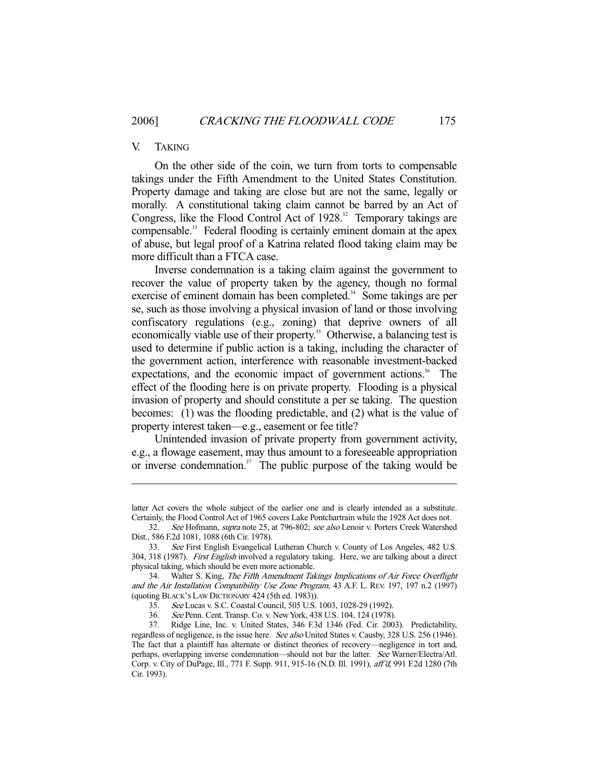## V. TAKING

On the other side of the coin, we turn from torts to compensable takings under the Fifth Amendment to the United States Constitution. Property damage and taking are close but are not the same, legally or morally. A constitutional taking claim cannot be barred by an Act of Congress, like the Flood Control Act of 1928.[32] Temporary takings are compensable.[33] Federal flooding is certainly eminent domain at the apex of abuse, but legal proof of a Katrina related flood taking claim may be more difficult than a FTCA case.

Inverse condemnation is a taking claim against the government to recover the value of property taken by the agency, though no formal exercise of eminent domain has been completed.[34] Some takings are per se, such as those involving a physical invasion of land or those involving confiscatory regulations (e.g., zoning) that deprive owners of all economically viable use of their property.[35] Otherwise, a balancing test is used to determine if public action is a taking, including the character of the government action, interference with reasonable investment-backed expectations, and the economic impact of government actions.[36] The effect of the flooding here is on private property. Flooding is a physical invasion of property and should constitute a per se taking. The question becomes: (1) was the flooding predictable, and (2) what is the value of property interest taken—e.g., easement or fee title?

Unintended invasion of private property from government activity, e.g., a flowage easement, may thus amount to a foreseeable appropriation or inverse condemnation.[37] The public purpose of the taking would be

---

latter Act covers the whole subject of the earlier one and is clearly intended as a substitute. Certainly, the Flood Control Act of 1965 covers Lake Pontchartrain while the 1928 Act does not.

32. *See* Hofmann, *supra* note 25, at 796-802; *see also* Lenoir v. Porters Creek Watershed Dist., 586 F.2d 1081, 1088 (6th Cir. 1978).

33. *See* First English Evangelical Lutheran Church v. County of Los Angeles, 482 U.S. 304, 318 (1987). *First English* involved a regulatory taking. Here, we are talking about a direct physical taking, which should be even more actionable.

34. Walter S. King, *The Fifth Amendment Takings Implications of Air Force Overflight and the Air Installation Compatibility Use Zone Program*, 43 A.F. L. REV. 197, 197 n.2 (1997) (quoting BLACK'S LAW DICTIONARY 424 (5th ed. 1983)).

35. *See* Lucas v. S.C. Coastal Council, 505 U.S. 1003, 1028-29 (1992).

36. *See* Penn. Cent. Transp. Co. v. New York, 438 U.S. 104, 124 (1978).

37. Ridge Line, Inc. v. United States, 346 F.3d 1346 (Fed. Cir. 2003). Predictability, regardless of negligence, is the issue here. *See also* United States v. Causby, 328 U.S. 256 (1946). The fact that a plaintiff has alternate or distinct theories of recovery—negligence in tort and, perhaps, overlapping inverse condemnation—should not bar the latter. *See* Warner/Electra/Atl. Corp. v. City of DuPage, Ill., 771 F. Supp. 911, 915-16 (N.D. Ill. 1991), *aff'd*, 991 F.2d 1280 (7th Cir. 1993).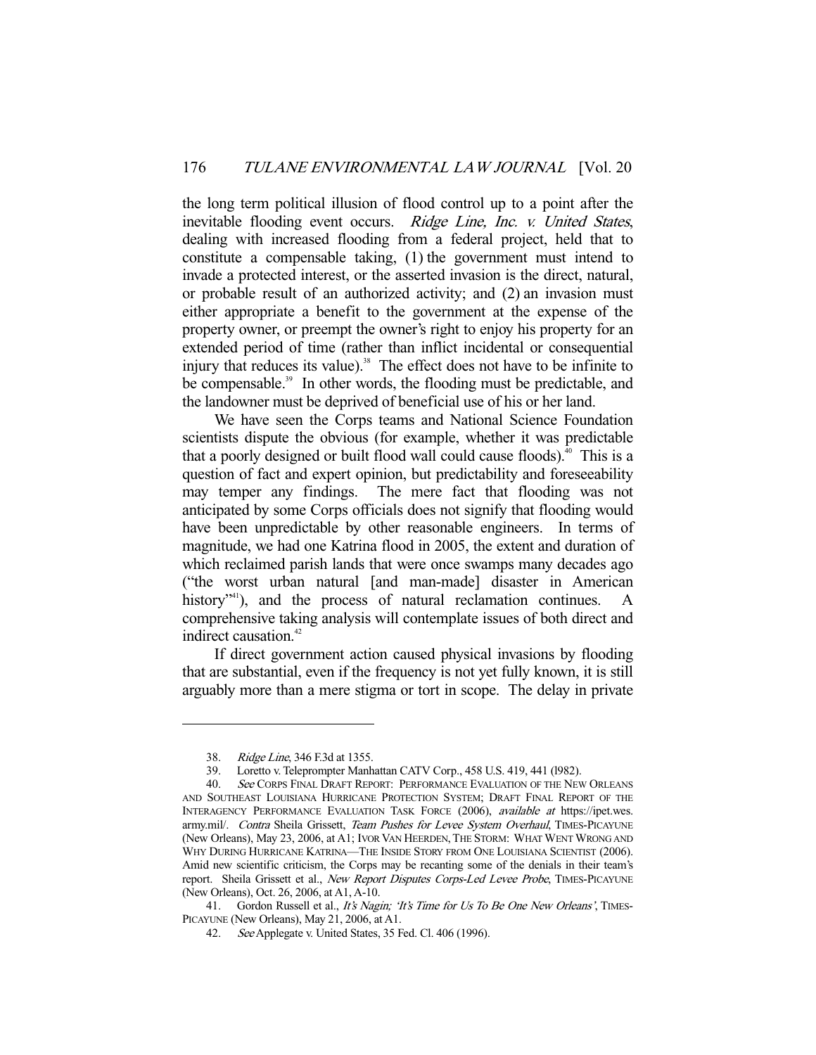the long term political illusion of flood control up to a point after the inevitable flooding event occurs. *Ridge Line, Inc. v. United States*, dealing with increased flooding from a federal project, held that to constitute a compensable taking, (1) the government must intend to invade a protected interest, or the asserted invasion is the direct, natural, or probable result of an authorized activity; and (2) an invasion must either appropriate a benefit to the government at the expense of the property owner, or preempt the owner's right to enjoy his property for an extended period of time (rather than inflict incidental or consequential injury that reduces its value).[38] The effect does not have to be infinite to be compensable.[39] In other words, the flooding must be predictable, and the landowner must be deprived of beneficial use of his or her land.

We have seen the Corps teams and National Science Foundation scientists dispute the obvious (for example, whether it was predictable that a poorly designed or built flood wall could cause floods).[40] This is a question of fact and expert opinion, but predictability and foreseeability may temper any findings. The mere fact that flooding was not anticipated by some Corps officials does not signify that flooding would have been unpredictable by other reasonable engineers. In terms of magnitude, we had one Katrina flood in 2005, the extent and duration of which reclaimed parish lands that were once swamps many decades ago ("the worst urban natural [and man-made] disaster in American history"[41]), and the process of natural reclamation continues. A comprehensive taking analysis will contemplate issues of both direct and indirect causation.[42]

If direct government action caused physical invasions by flooding that are substantial, even if the frequency is not yet fully known, it is still arguably more than a mere stigma or tort in scope. The delay in private

---

38. *Ridge Line*, 346 F.3d at 1355.

39. Loretto v. Teleprompter Manhattan CATV Corp., 458 U.S. 419, 441 (l982).

40. *See* CORPS FINAL DRAFT REPORT: PERFORMANCE EVALUATION OF THE NEW ORLEANS AND SOUTHEAST LOUISIANA HURRICANE PROTECTION SYSTEM; DRAFT FINAL REPORT OF THE INTERAGENCY PERFORMANCE EVALUATION TASK FORCE (2006), *available at* https://ipet.wes.army.mil/. *Contra* Sheila Grissett, *Team Pushes for Levee System Overhaul*, TIMES-PICAYUNE (New Orleans), May 23, 2006, at A1; IVOR VAN HEERDEN, THE STORM: WHAT WENT WRONG AND WHY DURING HURRICANE KATRINA—THE INSIDE STORY FROM ONE LOUISIANA SCIENTIST (2006). Amid new scientific criticism, the Corps may be recanting some of the denials in their team's report. Sheila Grissett et al., *New Report Disputes Corps-Led Levee Probe*, TIMES-PICAYUNE (New Orleans), Oct. 26, 2006, at A1, A-10.

41. Gordon Russell et al., *It's Nagin; 'It's Time for Us To Be One New Orleans'*, TIMES-PICAYUNE (New Orleans), May 21, 2006, at A1.

42. *See* Applegate v. United States, 35 Fed. Cl. 406 (1996).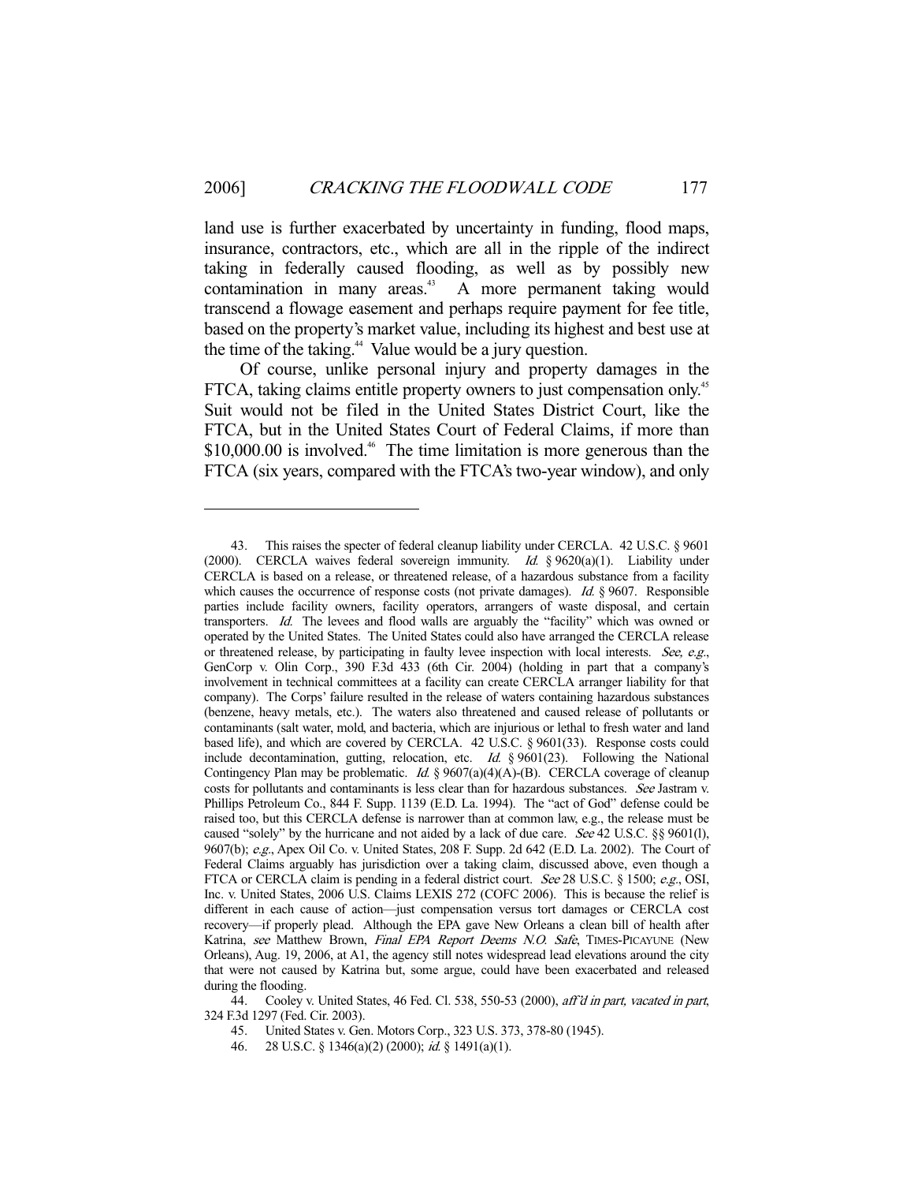land use is further exacerbated by uncertainty in funding, flood maps, insurance, contractors, etc., which are all in the ripple of the indirect taking in federally caused flooding, as well as by possibly new contamination in many areas.[43] A more permanent taking would transcend a flowage easement and perhaps require payment for fee title, based on the property's market value, including its highest and best use at the time of the taking.[44] Value would be a jury question.

Of course, unlike personal injury and property damages in the FTCA, taking claims entitle property owners to just compensation only.[45] Suit would not be filed in the United States District Court, like the FTCA, but in the United States Court of Federal Claims, if more than $10,000.00 is involved.[46] The time limitation is more generous than the FTCA (six years, compared with the FTCA's two-year window), and only

---

43. This raises the specter of federal cleanup liability under CERCLA. 42 U.S.C. § 9601 (2000). CERCLA waives federal sovereign immunity. *Id.* § 9620(a)(1). Liability under CERCLA is based on a release, or threatened release, of a hazardous substance from a facility which causes the occurrence of response costs (not private damages). *Id.* § 9607. Responsible parties include facility owners, facility operators, arrangers of waste disposal, and certain transporters. *Id.* The levees and flood walls are arguably the "facility" which was owned or operated by the United States. The United States could also have arranged the CERCLA release or threatened release, by participating in faulty levee inspection with local interests. *See, e.g.*, GenCorp v. Olin Corp., 390 F.3d 433 (6th Cir. 2004) (holding in part that a company's involvement in technical committees at a facility can create CERCLA arranger liability for that company). The Corps' failure resulted in the release of waters containing hazardous substances (benzene, heavy metals, etc.). The waters also threatened and caused release of pollutants or contaminants (salt water, mold, and bacteria, which are injurious or lethal to fresh water and land based life), and which are covered by CERCLA. 42 U.S.C. § 9601(33). Response costs could include decontamination, gutting, relocation, etc. *Id.* § 9601(23). Following the National Contingency Plan may be problematic. *Id.* § 9607(a)(4)(A)-(B). CERCLA coverage of cleanup costs for pollutants and contaminants is less clear than for hazardous substances. *See* Jastram v. Phillips Petroleum Co., 844 F. Supp. 1139 (E.D. La. 1994). The "act of God" defense could be raised too, but this CERCLA defense is narrower than at common law, e.g., the release must be caused "solely" by the hurricane and not aided by a lack of due care. *See* 42 U.S.C. §§ 9601(l), 9607(b); *e.g.*, Apex Oil Co. v. United States, 208 F. Supp. 2d 642 (E.D. La. 2002). The Court of Federal Claims arguably has jurisdiction over a taking claim, discussed above, even though a FTCA or CERCLA claim is pending in a federal district court. *See* 28 U.S.C. § 1500; *e.g.*, OSI, Inc. v. United States, 2006 U.S. Claims LEXIS 272 (COFC 2006). This is because the relief is different in each cause of action—just compensation versus tort damages or CERCLA cost recovery—if properly plead. Although the EPA gave New Orleans a clean bill of health after Katrina, *see* Matthew Brown, *Final EPA Report Deems N.O. Safe*, TIMES-PICAYUNE (New Orleans), Aug. 19, 2006, at A1, the agency still notes widespread lead elevations around the city that were not caused by Katrina but, some argue, could have been exacerbated and released during the flooding.

44. Cooley v. United States, 46 Fed. Cl. 538, 550-53 (2000), *aff'd in part, vacated in part*, 324 F.3d 1297 (Fed. Cir. 2003).

45. United States v. Gen. Motors Corp., 323 U.S. 373, 378-80 (1945).

46. 28 U.S.C. § 1346(a)(2) (2000); *id.* § 1491(a)(1).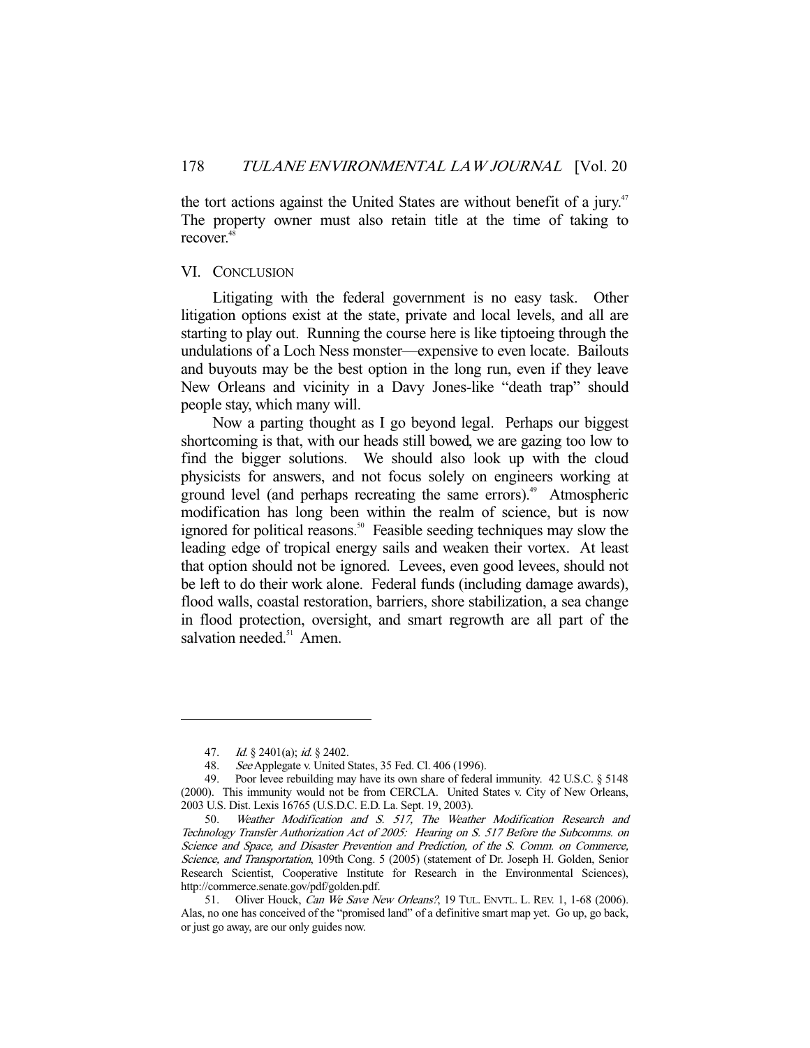the tort actions against the United States are without benefit of a jury.[47] The property owner must also retain title at the time of taking to recover.[48]

## VI. CONCLUSION

Litigating with the federal government is no easy task. Other litigation options exist at the state, private and local levels, and all are starting to play out. Running the course here is like tiptoeing through the undulations of a Loch Ness monster—expensive to even locate. Bailouts and buyouts may be the best option in the long run, even if they leave New Orleans and vicinity in a Davy Jones-like "death trap" should people stay, which many will.

Now a parting thought as I go beyond legal. Perhaps our biggest shortcoming is that, with our heads still bowed, we are gazing too low to find the bigger solutions. We should also look up with the cloud physicists for answers, and not focus solely on engineers working at ground level (and perhaps recreating the same errors).[49] Atmospheric modification has long been within the realm of science, but is now ignored for political reasons.[50] Feasible seeding techniques may slow the leading edge of tropical energy sails and weaken their vortex. At least that option should not be ignored. Levees, even good levees, should not be left to do their work alone. Federal funds (including damage awards), flood walls, coastal restoration, barriers, shore stabilization, a sea change in flood protection, oversight, and smart regrowth are all part of the salvation needed.[51] Amen.

---

47. *Id.* § 2401(a); *id.* § 2402.

48. *See* Applegate v. United States, 35 Fed. Cl. 406 (1996).

49. Poor levee rebuilding may have its own share of federal immunity. 42 U.S.C. § 5148 (2000). This immunity would not be from CERCLA. United States v. City of New Orleans, 2003 U.S. Dist. Lexis 16765 (U.S.D.C. E.D. La. Sept. 19, 2003).

50. *Weather Modification and S. 517, The Weather Modification Research and Technology Transfer Authorization Act of 2005: Hearing on S. 517 Before the Subcomms. on Science and Space, and Disaster Prevention and Prediction, of the S. Comm. on Commerce, Science, and Transportation*, 109th Cong. 5 (2005) (statement of Dr. Joseph H. Golden, Senior Research Scientist, Cooperative Institute for Research in the Environmental Sciences), http://commerce.senate.gov/pdf/golden.pdf.

51. Oliver Houck, *Can We Save New Orleans?*, 19 TUL. ENVTL. L. REV. 1, 1-68 (2006). Alas, no one has conceived of the "promised land" of a definitive smart map yet. Go up, go back, or just go away, are our only guides now.